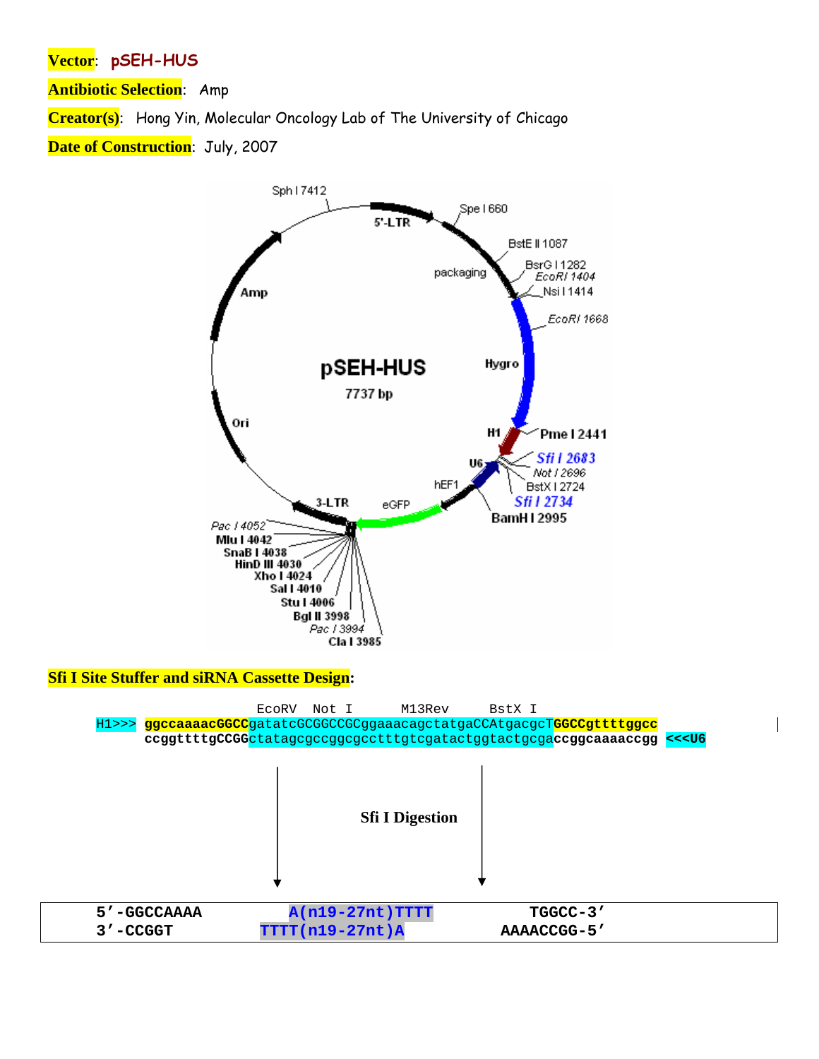**Vector**: pSEH-HUS

**Antibiotic Selection**: Amp

**Creator(s)**: Hong Yin, Molecular Oncology Lab of The University of Chicago

**Date of Construction**: July, 2007

pSEH-HUS
7737 bp

5'-LTR, Spe I 660, BstE II 1087, packaging, BsrG I 1282, EcoRI 1404, Nsi I 1414, EcoRI 1668, Hygro, Pme I 2441, H1, Sfi I 2683, Not I 2696, BstX I 2724, Sfi I 2734, U6, BamH I 2995, hEF1, eGFP, 3-LTR, Pac I 4052, Mlu I 4042, SnaB I 4038, HinD III 4030, Xho I 4024, Sal I 4010, Stu I 4006, Bgl II 3998, Pac I 3994, Cla I 3985, Ori, Amp, Sph I 7412

**Sfi I Site Stuffer and siRNA Cassette Design:**

```
                     EcoRV  Not I       M13Rev      BstX I
H1>>>  ggccaaaacGGCCgatatcGCGGCCGCggaaacagctatgaCCAtgacgcTGGCCgttttggcc
       ccggttttgCCGGctatagcgccggcgcctttgtcgatactggtactgcgaccggcaaaaccgg  <<<U6
```

Sfi I Digestion

```
5'-GGCCAAAA          A(n19-27nt)TTTT          TGGCC-3'
3'-CCGGT          TTTT(n19-27nt)A          AAAACCGG-5'
```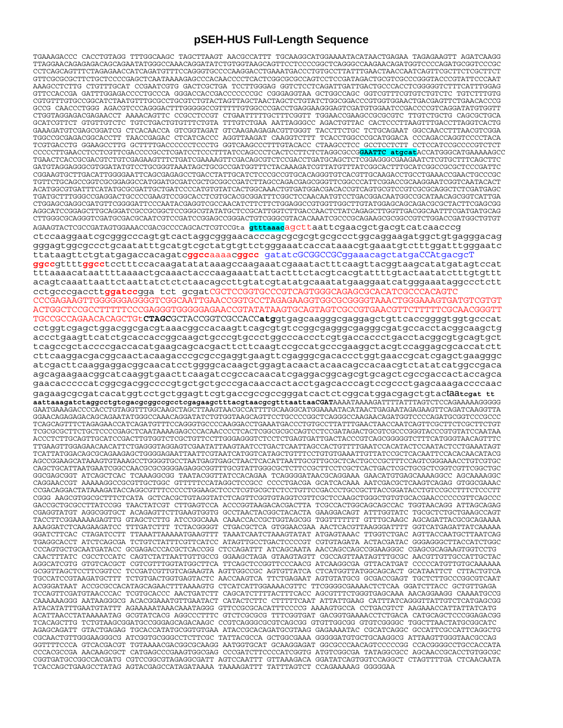# pSEH-HUS Full-Length Sequence

```
TGAAAGACCC CACCTGTAGG TTTGGCAAGC TAGCTTAAGT AACGCCATTT TGCAAGGCATGGAAAATACATAACTGAGAA TAGAGAAGTT AGATCAAGG
TTAGGAACAGAGAGACAGCAGAATATGGGCCAAACAGGATATCTGTGGTAAGCAGTTCCTCCCCGGCTCAGGGCCAAGAACAGATGGTCCCCAGATGCGGTCCCGC
CCTCAGCAGTTTCTAGAGAACCATCAGATGTTTCCAGGGTGCCCCAAGGACCTGAAATGACCCTGTGCCTTATTTGAACTAACCAATCAGTTCGCTTCTCGCTTCT
GTTCGCGCGCTTCTGCTCCCCGAGCTCAATAAAAGAGCCCACAACCCCTCACTCGGCGCGCCAGTCCTCCGATAGACTGCGTCGCCCGGGTACCCGTATTCCCAAT
AAAGCCTCTTG CTGTTTGCAT CCGAATCGTG GACTCGCTGA TCCTTGGGAG GGTCTCCTCAGATTGATTGACTGCCCACCTCGGGGGTCTTTCATTTGGAG
GTTCCACCGA GATTTGGAGACCCCTGCCCA GGGACCACCGACCCCCCCGC CGGGAGGTAA GCTGGCCAGC GGTCGTTTCGTGTCTGTCTC TGTCTTTGTG
CGTGTTTGTGCCGGCATCTAATGTTTGCGCCTGCGTCTGTACTAGTTAGCTAACTAGCTCTGTATCTGGCGGACCCGTGGTGGAACTGACGAGTTCTGAACACCCG
GCCG CAACCCTGGG AGACGTCCCAGGGACTTTGGGGGCCGTTTTTGTGGCCCGACCTGAGGAAGGGAGTCGATGTGGAATCCGACCCCGTCAGGATATGTGGTT
CTGGTAGGAGACGAGAACCT AAAACAGTTC CCGCCTCCGT CTGAATTTTTGCTTTCGGTT TGGAACCGAAGCCGCGCGTC TTGTCTGCTG CAGCGCTGCA
GCATCGTTCT GTGTTGTCTC TGTCTGACTGTGTTTCTGTA TTTGTCTGAA AATTAGGGCC AGACTGTTAC CACTCCCTTAAGTTTGACCTTAGGTCACTG
GAAAGATGTCGAGCGGATCG CTCACAACCA GTCGGTAGAT GTCAAGAAGAGACGTTGGGT TACCTTCTGC TCTGCAGAAT GGCCAACCTTTAACGTCGGA
TGGCCGCGAGACGGCACCTT TAACCGAGAC CTCATCACCC AGGTTAAGAT CAAGGTCTTT TCACCTGGCCCGCATGGACA CCCAGACCAGGTCCCCTACA
TCGTGACCTG GGAAGCCTTG GCTTTTGACCCCCCTCCCTG GGTCAAGCCCTTTGTACACC CTAAGCCTCC GCCTCCTCTT CCTCCATCCGCCCCGTCTCT
CCCCCTTGAACCTCCTCGTTCGACCCCGCCTCGATCCTCCCTTTATCCAGCCCTCACTCCTTCTCTAGGCGCCGGAATTC atgcatACCATGGGCATGAAAAAGCC
TGAACTCACCGCGACGTCTGTCGAGAAGTTTCTGATCGAAAAGTTCGACAGCGTCTCCGACCTGATGCAGCTCTCGGAGGGCGAAGAATCTCGTGCTTTCAGCTTC
GATGTAGGAGGGCGTGGATATGTCCTGCGGGTAAATAGCTGCGCCGATGGTTTCTACAAAGATCGTTATGTTTATCGGCACTTTGCATCGGCCGCGCTCCCGATTC
CGGAAGTGCTTGACATTGGGGAATTCAGCGAGAGCCTGACCTATTGCATCTCCCGCCGTGCACAGGGTGTCACGTTGCAAGACCTGCCTGAAACCGAACTGCCCGC
TGTTCTGCAGCCGGTCGCGGAGGCCATGGATGCGATCGCTGCGGCCGATCTTAGCCAGACGAGCGGGTTCGGCCCATTCGGACCGCAAGGAATCGGTCAATACACT
ACATGGCGTGATTTCATATGCGCGATTGCTGATCCCCATGTGTATCACTGGCAAACTGTGATGGACGACACCGTCAGTGCGTCCGTCGCGCAGGCTCTCGATGAGC
TGATGCTTTGGGCCGAGGACTGCCCCGAAGTCCGGCACCTCGTGCACGCGGATTTCGGCTCCAACAATGTCCTGACGGACAATGGCCGCATAACAGCGGTCATTGA
CTGGAGCGAGGCGATGTTCGGGGATTCCCAATACGAGGTCGCCAACATCTTCTTCTGGAGGCCGTGGTTGGCTTGTATGGAGCAGCAGACGCGCTACTTCGAGCGG
AGGCATCCGGAGCTTGCAGGATCGCCGCGGCTCCGGGCGTATATGCTCCGCATTGGTCTTGACCAACTCTATCAGAGCTTGGTTGACGGCAATTTCGATGATGCAG
CTTGGGCGCAGGGTCGATGCGACGCAATCGTCCGATCCGGAGCCGGGACTGTCGGGCGTACACAAATCGCCCGCAGAAGCGCGGCCGTCTGGACCGATGGCTGTGT
AGAAGTACTCGCCGATAGTGGAAACCGACGCCCCAGCACTCGTCCGta gtttaaacagcttaattcgaacgctgacgtcatcaacccg
ctccaaggaatcgcgggcccagtgtcactaggcgggaacacccagcgcgcgtgcgccctggcaggaagatggctgtgagggacag
gggagtggcgccctgcaatatttgcatgtcgctatgtgttctgggaaatcaccataaacgtgaaatgtctttggatttgggaatc
ttataagttctgtatgagaccacagatcggccaaaacggcc gatatcGCGGCCGCggaaacagctatgaCCAtgacgcT
ggccgttttggcctcctttccacaagatatataaagccaagaaatcgaaatactttcaagttacggtaagcatatgatagtccat
tttaaaacataattttaaaactgcaaactacccaagaaattattactttctacgtcacgtattttgtactaatatctttgtgttt
acagtcaaattaattctaattatctctctaacagccttgtatcgtatatgcaaatatgaaggaatcatgggaaataggccctctt
cctgcccgaccttggatccgga tct gcgatCGCTCCGGTGCCCGTCAGTGGGCAGAGCGCACATCGCCCACAGTC
CCCGAGAAGTTGGGGGGAGGGGTCGGCAATTGAACCGGTGCCTAGAGAAGGTGGCGCGGGGTAAACTGGGAAAGTGATGTCGTGT
ACTGGCTCCGCCTTTTTCCCGAGGGTGGGGGAGAACCGTATATAAGTGCAGTAGTCGCCGTGAACGTTCTTTTTCGCAACGGGTT
TGCCGCCAGAACACAGCTGtCTAGCGCTACCGGTCGCCACCatggtgagcaagggcgaggagctgttcaccggggtggtgcccat
cctggtcgagctggacggcgacgtaaacggccacaagttcagcgtgtccggcgagggcgagggcgatgccacctacggcaagctg
accctgaagttcatctgcaccaccggcaagctgcccgtgccctggcccaccctcgtgaccaccctgacctacggcgtgcagtgct
tcagccgctaccccgaccacatgaagcagcacgacttcttcaagtccgccatgcccgaaggctacgtccaggagcgcaccatctt
cttcaaggacgacggcaactacaagacccgcgccgaggtgaagttcgagggcgacaccctggtgaaccgcatcgagctgaagggc
atcgacttcaaggaggacggcaacatcctggggcacaagctggagtacaactacaacagccacaacgtctatatcatggccgaca
agcagaagaacggcatcaaggtgaacttcaagatccgccacaacatcgaggacggcagcgtgcagctcgccgaccactaccagca
gaacacccccatcggcgacggccccgtgctgctgcccgacaaccactacctgagcacccagtccgccctgagcaaagaccccaac
gagaagcgcgatcacatggtcctgctggagttcgtgaccgccgccgggatcactctcggcatggacgagctgtactaatcgat tt
aattaaagatctaggcctgtcgacgcggccgcctcgagaagctttacgtaacgcgtttaattaaCGATAAAATAAAAGATTTTATTTAGTCTCCAGAAAAAGGGGG
GAATGAAAGACCCCACCTGTAGGTTTGGCAAGCTAGCTTAAGTAACGCCATTTTGCAAGGCATGGAAAATACATAACTGAGAATAGAGAAGTTCAGATCAAGGTTA
GGAACAGAGAGACAGCAGAATATGGGCCAAACAGGATATCTGTGGTAAGCAGTTCCTGCCCCGGCTCAGGGCCAAGAACAGATGGTCCCCAGATGCGGTCCCGCCC
TCAGCAGTTTCTAGAGAACCATCAGATGTTTCCAGGGTGCCCCAAGGACCTGAAATGACCCTGTGCCTTATTTGAACTAACCAATCAGTTCGCTTCTCGCTTCTGT
TCGCGCGCTTCTGCTCCCCGAGCTCAATAAAAGAGCCCACAACCCCTCACTCGGCGCGCCAGTCCTCCGATAGACTGCGTCGCCCGGGTACCCGTGTATCCAATAA
ACCCTCTTGCAGTTGCATCCGACTTGTGGTCTCGCTGTTCCTTGGGAGGGTCTCCTCTGAGTGATTGACTACCCGTCAGCGGGGGTCTTTCATGGGTAACAGTTTC
TTGAAGTTGGAGAACAACATTCTGAGGGTAGGAGTCGAATATTAAGTAATCCTGACTCAATTAGCCACTGTTTTGAATCCACATACTCCAATACTCCTGAAATAGT
TCATTATGGACAGCGCAGAAGAGCTGGGGAGAATTAATTCGTAATCATGGTCATAGCTGTTTCCTGTGTGAAATTGTTATCCGCTCACAATTCCACACAACATACG
AGCCGGAAGCATAAAGTGTAAAGCCTGGGGTGCCTAATGAGTGAGCTAACTCACATTAATTGCGTTGCGCTCACTGCCCGCTTTCCAGTCGGGAAACCTGTCGTGC
CAGCTGCATTAATGAATCGGCCAACGCGCGGGGAGAGGCGGTTTGCGTATTGGGCGCTCTTCCGCTTCCTCGCTCACTGACTCGCTGCGCTCGGTCGTTCGGCTGC
GGCGAGCGGT ATCAGCTCAC TCAAAGGCGG TAATACGGTTATCCACAGAA TCAGGGGATAACGCAGGAAA GAACATGTGAGCAAAAGGCC AGCAAAAGGC
CAGGAACCGT AAAAAGGCCGCGTTGCTGGC GTTTTTCCATAGGCTCCGCC CCCTGACGA GCATCACAAA AATCGACGCTCAAGTCAGAG GTGGCGAAAC
CCGACAGGACTATAAAGATACCAGGCGTTTCCCCCTGGAAGCTCCCTCGTGCGCTCTCCTGTTCCGACCCTGCCGCTTACCGGATACCTGTCCGCCTTTCTCCCTT
CGGG AAGCGTGGCGCTTTCTCATA GCTCACGCTGTAGGTATCTCAGTTCGGTGTAGGTCGTTCGCTCCAAGCTGGGCTGTGTGCACGAACCCCCCGTTCAGCCC
GACCGCTGCGCCTTATCCGG TAACTATCGT CTTGAGTCCA ACCCGGTAAGACACGACTTA TCGCCACTGGCAGCAGCCAC TGGTAACAGG ATTAGCAGAG
CGAGGTATGT AGGCGGTGCT ACAGAGTTCTTGAAGTGGTG GCCTAACTACGGCTACACTA GAAGGACAGT ATTTGGTATC TGCGCTCTGCTGAAGCCAGT
TACCTTCGGAAAAAGAGTTG GTAGCTCTTG ATCCGGCAAA CAAACCACCGCTGGTAGCGG TGGTTTTTTT GTTTGCAAGC AGCAGATTACGCGCAGAAAA
AAAGGATCTCAAGAAGATCC TTTGATCTTT TCTACGGGGT CTGACGCTCA GTGGAACGAA AACTCACGTTAAGGGATTTT GGTCATGAGATTATCAAAAA
GGATCTTCAC CTAGATCCTT TTAAATTAAAAATGAAGTTT TAAATCAATCTAAAGTATAT ATGAGTAAAC TTGGTCTGAC AGTTACCAATGCTTAATCAG
TGAGGCACCT ATCTCAGCGA TCTGTCTATTTCGTTCATCC ATAGTTGCCTGACTCCCCGT CGTGTAGATA ACTACGATAC GGGAGGGCTTACCATCTGGC
CCCAGTGCTGCAATGATACC GCGAGACCCACGCTCACCGG CTCCAGATTT ATCAGCAATA AACCAGCCAGCCGGAAGGGC CGAGCGCAGAAGTGGTCCTG
CAACTTTATC CGCCTCCATC CAGTCTATTAATTGTTGCCG GGAAGCTAGA GTAAGTAGTT CGCCAGTTAATAGTTTGCGC AACGTTGTTGCCATTGCTAC
AGGCATCGTG GTGTCACGCT CGTCGTTTGGTATGGCTTCA TTCAGCTCCGGTTCCCAACG ATCAAGGCGA GTTACATGAT CCCCCATGTTGTGCAAAAAA
GCGGTTAGCTCCTTCGGTCC TCCGATCGTTGTCAGAAGTA AGTTGGCCGC AGTGTTATCA CTCATGGTTATGGCAGCACT GCATAATTCT CTTACTGTCA
TGCCATCCGTAAGATGCTTT TCTGTGACTGGTGAGTACTC AACCAAGTCA TTCTGAGAAT AGTGTATGCG GCGACCGAGT TGCTCTTGCCCGGCGTCAAT
ACGGGATAAT ACCGCGCCACATAGCAGAACTTTAAAAGTG CTCATCATTGGAAAACGTTC TTCGGGGCGAAAACTCTCAA GGATCTTACC GCTGTTGAGA
TCCAGTTCGATGTAACCCAC TCGTGCACCC AACTGATCTT CAGCATCTTTTACTTTCACC AGCGTTTCTGGGTGAGCAAA AACAGGAAGG CAAAATGCCG
CAAAAAAGGG AATAAGGGCG ACACGGAAATGTTGAATACT CATACTCTTC CTTTTTCAAT ATTATTGAAG CATTTATCAGGGTTATTGTCTCATGAGCGG
ATACATATTTGAATGTATTT AGAAAAATAAACAAATAGGG GTTCCGCGCACATTTCCCCG AAAAGTGCCA CCTGACGTCT AAGAAACCATTATTATCATG
ACATTAACCTATAAAAATAG GCGTATCACG AGGCCCTTTC GTCTCGCGCG TTTCGGTGAT GACGGTGAAAACCTCTGACA CATGCAGCTCCCGGAGACGG
TCACAGCTTG TCTGTAAGCGGATGCCGGGAGCAGACAAGC CCGTCAGGGCGCGTCAGCGG GTGTTGGCGG GTGTCGGGGC TGGCTTAACTATGCGGCATC
AGAGCAGATT GTACTGAGAG TGCACCATATGCGGTGTGAA ATACCGCACAGATGCGTAAG GAGAAAATAC CGCATCAGGC GCCATTCGCCATTCAGGCTG
CGCAACTGTTGGGAAGGGCG ATCGGTGCGGGCCTCTTCGC TATTACGCCA GCTGGCGAAA GGGGGATGTGCTGCAAGGCG ATTAAGTTGGGTAACGCCAG
GGTTTTCCCA GTCACGACGT TGTAAAACGACGGCGCAAGG AATGGTGCAT GCAAGGAGAT GGCGCCCAACAGTCCCCCGG CCACGGGGCCTGCCACCATA
CCCACGCCGA AACAAGCGCT CATGAGCCCGAAGTGGCGAG CCCGATCTTCCCCATCGGTG ATGTCGGCGA TATAGGCGCC AGCAACCGCACCTGTGGCGC
CGGTGATGCCGGCCACGATG CGTCCGGCGTAGAGGCGATT AGTCCAATTT GTTAAAGACA GGATATCAGTGGTCCAGGCT CTAGTTTTGA CTCAACAATA
TCACCAGCTGAAGCCTATAG AGTACGAGCCATAGATAAAA TAAAAGATTT TATTTAGTCT CCAGAAAAAG GGGGGAA
```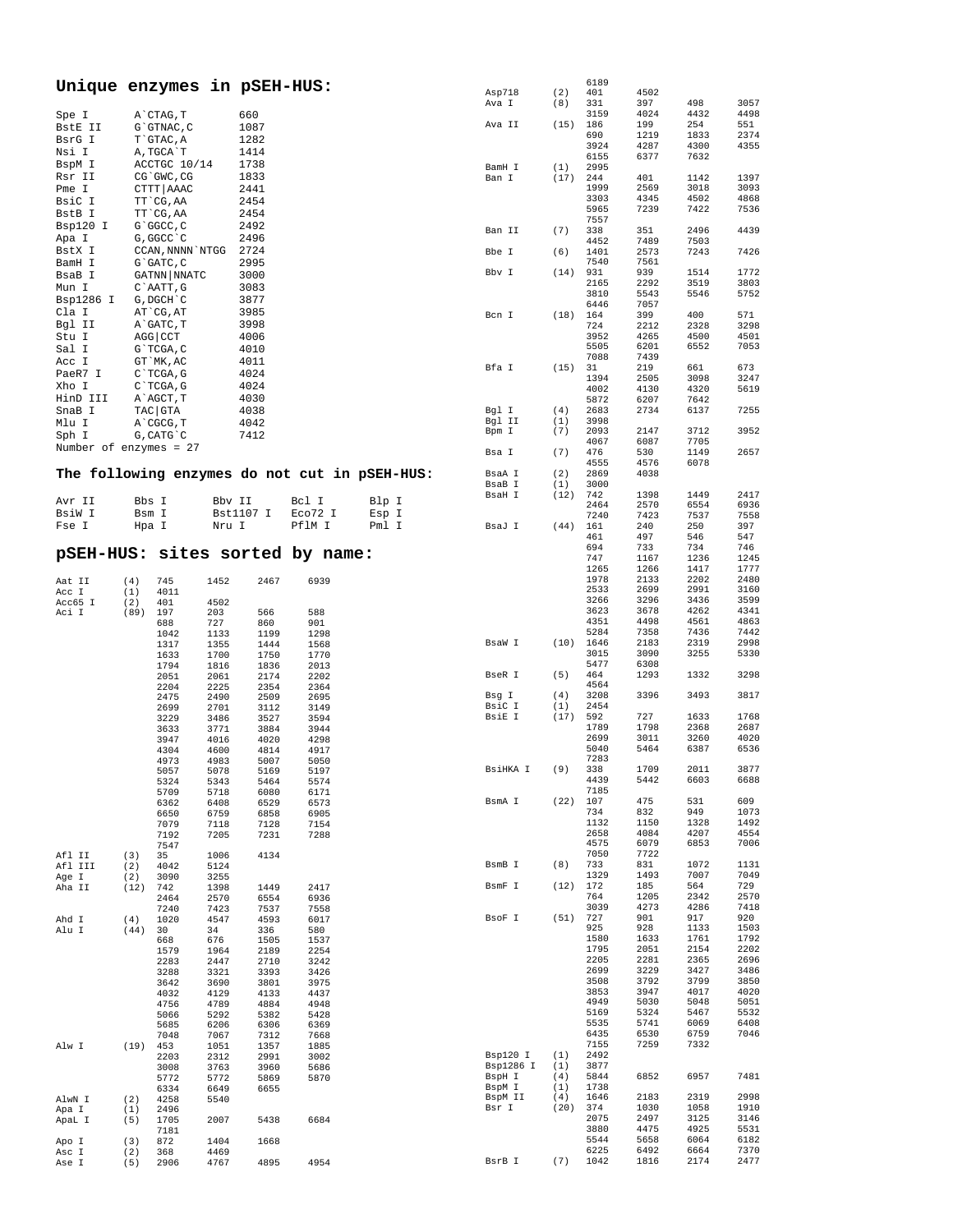## Unique enzymes in pSEH-HUS:

| Enzyme | Site | Position |
|---|---|---|
| Spe I | A`CTAG,T | 660 |
| BstE II | G`GTNAC,C | 1087 |
| BsrG I | T`GTAC,A | 1282 |
| Nsi I | A,TGCA`T | 1414 |
| BspM I | ACCTGC 10/14 | 1738 |
| Rsr II | CG`GWC,CG | 1833 |
| Pme I | CTTT\|AAAC | 2441 |
| BsiC I | TT`CG,AA | 2454 |
| BstB I | TT`CG,AA | 2454 |
| Bsp120 I | G`GGCC,C | 2492 |
| Apa I | G,GGCC`C | 2496 |
| BstX I | CCAN,NNNN`NTGG | 2724 |
| BamH I | G`GATC,C | 2995 |
| BsaB I | GATNN\|NNATC | 3000 |
| Mun I | C`AATT,G | 3083 |
| Bsp1286 I | G,DGCH`C | 3877 |
| Cla I | AT`CG,AT | 3985 |
| Bgl II | A`GATC,T | 3998 |
| Stu I | AGG\|CCT | 4006 |
| Sal I | G`TCGA,C | 4010 |
| Acc I | GT`MK,AC | 4011 |
| PaeR7 I | C`TCGA,G | 4024 |
| Xho I | C`TCGA,G | 4024 |
| HinD III | A`AGCT,T | 4030 |
| SnaB I | TAC\|GTA | 4038 |
| Mlu I | A`CGCG,T | 4042 |
| Sph I | G,CATG`C | 7412 |

Number of enzymes = 27

## The following enzymes do not cut in pSEH-HUS:

| | | | | |
|---|---|---|---|---|
| Avr II | Bbs I | Bbv II | Bcl I | Blp I |
| BsiW I | Bsm I | Bst1107 I | Eco72 I | Esp I |
| Fse I | Hpa I | Nru I | PflM I | Pml I |

## pSEH-HUS: sites sorted by name:

```
Aat II     (4)   745    1452   2467   6939
Acc I      (1)   4011
Acc65 I    (2)   401    4502
Aci I      (89)  197    203    566    588
                 688    727    860    901
                 1042   1133   1199   1298
                 1317   1355   1444   1568
                 1633   1700   1750   1770
                 1794   1816   1836   2013
                 2051   2061   2174   2202
                 2204   2225   2354   2364
                 2475   2490   2509   2695
                 2699   2701   3112   3149
                 3229   3486   3527   3594
                 3633   3771   3884   3944
                 3947   4016   4020   4298
                 4304   4600   4814   4917
                 4973   4983   5007   5050
                 5057   5078   5169   5197
                 5324   5343   5464   5574
                 5709   5718   6080   6171
                 6362   6408   6529   6573
                 6650   6759   6858   6905
                 7079   7118   7128   7154
                 7192   7205   7231   7288
                 7547
Afl II     (3)   35     1006   4134
Afl III    (2)   4042   5124
Age I      (2)   3090   3255
Aha II     (12)  742    1398   1449   2417
                 2464   2570   6554   6936
                 7240   7423   7537   7558
Ahd I      (4)   1020   4547   4593   6017
Alu I      (44)  30     34     336    580
                 668    676    1505   1537
                 1579   1964   2189   2254
                 2283   2447   2710   3242
                 3288   3321   3393   3426
                 3642   3690   3801   3975
                 4032   4129   4133   4437
                 4756   4789   4884   4948
                 5066   5292   5382   5428
                 5685   6206   6306   6369
                 7048   7067   7312   7668
Alw I      (19)  453    1051   1357   1885
                 2203   2312   2991   3002
                 3008   3763   3960   5686
                 5772   5772   5869   5870
                 6334   6649   6655
AlwN I     (2)   4258   5540
Apa I      (1)   2496
ApaL I     (5)   1705   2007   5438   6684
                 7181
Apo I      (3)   872    1404   1668
Asc I      (2)   368    4469
Ase I      (5)   2906   4767   4895   4954
                 6189
Asp718     (2)   401    4502
Ava I      (8)   331    397    498    3057
                 3159   4024   4432   4498
Ava II     (15)  186    199    254    551
                 690    1219   1833   2374
                 3924   4287   4300   4355
                 6155   6377   7632
BamH I     (1)   2995
Ban I      (17)  244    401    1142   1397
                 1999   2569   3018   3093
                 3303   4345   4502   4868
                 5965   7239   7422   7536
                 7557
Ban II     (7)   338    351    2496   4439
                 4452   7489   7503
Bbe I      (6)   1401   2573   7243   7426
                 7540   7561
Bbv I      (14)  931    939    1514   1772
                 2165   2292   3519   3803
                 3810   5543   5546   5752
                 6446   7057
Bcn I      (18)  164    399    400    571
                 724    2212   2328   3298
                 3952   4265   4500   4501
                 5505   6201   6552   7053
                 7088   7439
Bfa I      (15)  31     219    661    673
                 1394   2505   3098   3247
                 4002   4130   4320   5619
                 5872   6207   7642
Bgl I      (4)   2683   2734   6137   7255
Bgl II     (1)   3998
Bpm I      (7)   2093   2147   3712   3952
                 4067   6087   7705
Bsa I      (7)   476    530    1149   2657
                 4555   4576   6078
BsaA I     (2)   2869   4038
BsaB I     (1)   3000
BsaH I     (12)  742    1398   1449   2417
                 2464   2570   6554   6936
                 7240   7423   7537   7558
BsaJ I     (44)  161    240    250    397
                 461    497    546    547
                 694    733    734    746
                 747    1167   1236   1245
                 1265   1266   1417   1777
                 1978   2133   2202   2480
                 2533   2699   2991   3160
                 3266   3296   3436   3599
                 3623   3678   4262   4341
                 4351   4498   4561   4863
                 5284   7358   7436   7442
BsaW I     (10)  1646   2183   2319   2998
                 3015   3090   3255   5330
                 5477   6308
BseR I     (5)   464    1293   1332   3298
                 4564
Bsg I      (4)   3208   3396   3493   3817
BsiC I     (1)   2454
BsiE I     (17)  592    727    1633   1768
                 1789   1798   2368   2687
                 2699   3011   3260   4020
                 5040   5464   6387   6536
                 7283
BsiHKA I   (9)   338    1709   2011   3877
                 4439   5442   6603   6688
                 7185
BsmA I     (22)  107    475    531    609
                 734    832    949    1073
                 1132   1150   1328   1492
                 2658   4084   4207   4554
                 4575   6079   6853   7006
                 7050   7722
BsmB I     (8)   733    831    1072   1131
                 1329   1493   7007   7049
BsmF I     (12)  172    185    564    729
                 764    1205   2342   2570
                 3039   4273   4286   7418
BsoF I     (51)  727    901    917    920
                 925    928    1133   1503
                 1580   1633   1761   1792
                 1795   2051   2154   2202
                 2205   2281   2365   2696
                 2699   3229   3427   3486
                 3508   3792   3799   3850
                 3853   3947   4017   4020
                 4949   5030   5048   5051
                 5169   5324   5467   5532
                 5535   5741   6069   6408
                 6435   6530   6759   7046
                 7155   7259   7332
Bsp120 I   (1)   2492
Bsp1286 I  (1)   3877
BspH I     (4)   5844   6852   6957   7481
BspM I     (1)   1738
BspM II    (4)   1646   2183   2319   2998
Bsr I      (20)  374    1030   1058   1910
                 2075   2497   3125   3146
                 3880   4475   4925   5531
                 5544   5658   6064   6182
                 6225   6492   6664   7370
BsrB I     (7)   1042   1816   2174   2477
```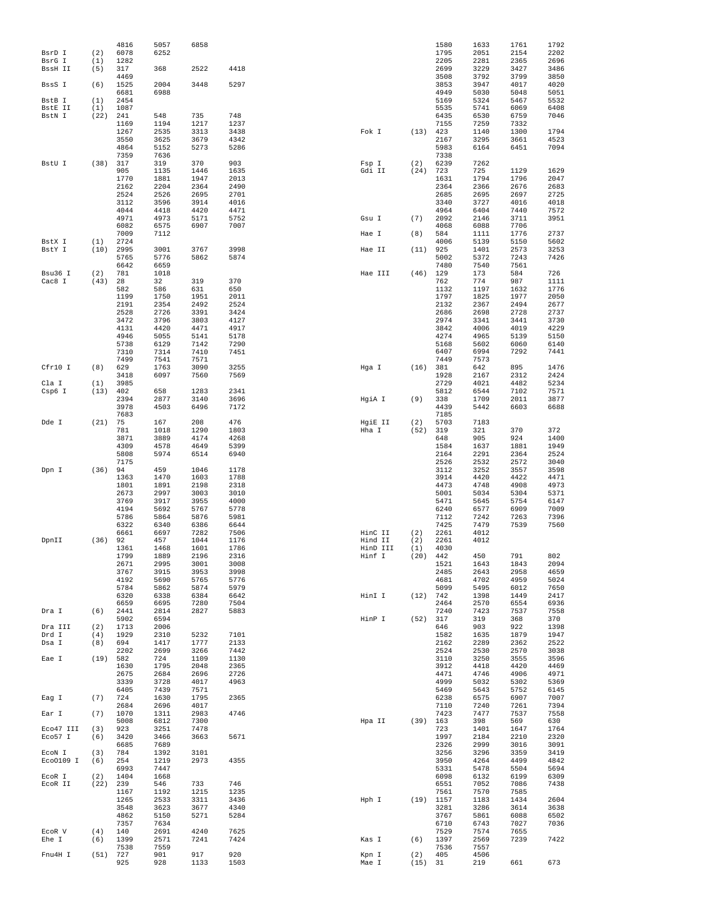```
                4816    5057    6858
BsrD I    (2)   6078    6252
BsrG I    (1)   1282
BssH II   (5)   317     368     2522    4418
                4469
BssS I    (6)   1525    2004    3448    5297
                6681    6988
BstB I    (1)   2454
BstE II   (1)   1087
BstN I    (22)  241     548     735     748
                1169    1194    1217    1237
                1267    2535    3313    3438
                3550    3625    3679    4342
                4864    5152    5273    5286
                7359    7636
BstU I    (38)  317     319     370     903
                905     1135    1446    1635
                1770    1881    1947    2013
                2162    2204    2364    2490
                2524    2526    2695    2701
                3112    3596    3914    4016
                4044    4418    4420    4471
                4971    4973    5171    5752
                6082    6575    6907    7007
                7009    7112
BstX I    (1)   2724
BstY I    (10)  2995    3001    3767    3998
                5765    5776    5862    5874
                6642    6659
Bsu36 I   (2)   781     1018
Cac8 I    (43)  28      32      319     370
                582     586     631     650
                1199    1750    1951    2011
                2191    2354    2492    2524
                2528    2726    3391    3424
                3472    3796    3803    4127
                4131    4420    4471    4917
                4946    5055    5141    5178
                5738    6129    7142    7290
                7310    7314    7410    7451
                7499    7541    7571
Cfr10 I   (8)   629     1763    3090    3255
                3418    6097    7560    7569
Cla I     (1)   3985
Csp6 I    (13)  402     658     1283    2341
                2394    2877    3140    3696
                3978    4503    6496    7172
                7683
Dde I     (21)  75      167     208     476
                781     1018    1290    1803
                3871    3889    4174    4268
                4309    4578    4649    5399
                5808    5974    6514    6940
                7175
Dpn I     (36)  94      459     1046    1178
                1363    1470    1603    1788
                1801    1891    2198    2318
                2673    2997    3003    3010
                3769    3917    3955    4000
                4194    5692    5767    5778
                5786    5864    5876    5981
                6322    6340    6386    6644
                6661    6697    7282    7506
DpnII     (36)  92      457     1044    1176
                1361    1468    1601    1786
                1799    1889    2196    2316
                2671    2995    3001    3008
                3767    3915    3953    3998
                4192    5690    5765    5776
                5784    5862    5874    5979
                6320    6338    6384    6642
                6659    6695    7280    7504
Dra I     (6)   2441    2814    2827    5883
                5902    6594
Dra III   (2)   1713    2006
Drd I     (4)   1929    2310    5232    7101
Dsa I     (8)   694     1417    1777    2133
                2202    2699    3266    7442
Eae I     (19)  582     724     1109    1130
                1630    1795    2048    2365
                2675    2684    2696    2726
                3339    3728    4017    4963
                6405    7439    7571
Eag I     (7)   724     1630    1795    2365
                2684    2696    4017
Ear I     (7)   1070    1311    2983    4746
                5008    6812    7300
Eco47 III (3)   923     3251    7478
Eco57 I   (6)   3420    3466    3663    5671
                6685    7689
EcoN I    (3)   784     1392    3101
EcoO109 I (6)   254     1219    2973    4355
                6993    7447
EcoR I    (2)   1404    1668
EcoR II   (22)  239     546     733     746
                1167    1192    1215    1235
                1265    2533    3311    3436
                3548    3623    3677    4340
                4862    5150    5271    5284
                7357    7634
EcoR V    (4)   140     2691    4240    7625
Ehe I     (6)   1399    2571    7241    7424
                7538    7559
Fnu4H I   (51)  727     901     917     920
                925     928     1133    1503
                1580    1633    1761    1792
                1795    2051    2154    2202
                2205    2281    2365    2696
                2699    3229    3427    3486
                3508    3792    3799    3850
                3853    3947    4017    4020
                4949    5030    5048    5051
                5169    5324    5467    5532
                5535    5741    6069    6408
                6435    6530    6759    7046
                7155    7259    7332
Fok I     (13)  423     1140    1300    1794
                2167    3295    3661    4523
                5983    6164    6451    7094
                7338
Fsp I     (2)   6239    7262
Gdi II    (24)  723     725     1129    1629
                1631    1794    1796    2047
                2364    2366    2676    2683
                2685    2695    2697    2725
                3340    3727    4016    4018
                4964    6404    7440    7572
Gsu I     (7)   2092    2146    3711    3951
                4068    6088    7706
Hae I     (8)   584     1111    1776    2737
                4006    5139    5150    5602
Hae II    (11)  925     1401    2573    3253
                5002    5372    7243    7426
                7480    7540    7561
Hae III   (46)  129     173     584     726
                762     774     987     1111
                1132    1197    1632    1776
                1797    1825    1977    2050
                2132    2367    2494    2677
                2686    2698    2728    2737
                2974    3341    3441    3730
                3842    4006    4019    4229
                4274    4965    5139    5150
                5168    5602    6060    6140
                6407    6994    7292    7441
                7449    7573
Hga I     (16)  381     642     895     1476
                1928    2167    2312    2424
                2729    4021    4482    5234
                5812    6544    7102    7571
HgiA I    (9)   338     1709    2011    3877
                4439    5442    6603    6688
                7185
HgiE II   (2)   5703    7183
Hha I     (52)  319     321     370     372
                648     905     924     1400
                1584    1637    1881    1949
                2164    2291    2364    2524
                2526    2532    2572    3040
                3112    3252    3557    3598
                3914    4420    4422    4471
                4473    4748    4908    4973
                5001    5034    5304    5371
                5471    5645    5754    6147
                6240    6577    6909    7009
                7112    7242    7263    7396
                7425    7479    7539    7560
HinC II   (2)   2261    4012
Hind II   (2)   2261    4012
HinD III  (1)   4030
Hinf I    (20)  442     450     791     802
                1521    1643    1843    2094
                2485    2643    2958    4659
                4681    4702    4959    5024
                5099    5495    6012    7650
HinI I    (12)  742     1398    1449    2417
                2464    2570    6554    6936
                7240    7423    7537    7558
HinP I    (52)  317     319     368     370
                646     903     922     1398
                1582    1635    1879    1947
                2162    2289    2362    2522
                2524    2530    2570    3038
                3110    3250    3555    3596
                3912    4418    4420    4469
                4471    4746    4906    4971
                4999    5032    5302    5369
                5469    5643    5752    6145
                6238    6575    6907    7007
                7110    7240    7261    7394
                7423    7477    7537    7558
Hpa II    (39)  163     398     569     630
                723     1401    1647    1764
                1997    2184    2210    2320
                2326    2999    3016    3091
                3256    3296    3359    3419
                3950    4264    4499    4842
                5331    5478    5504    5694
                6098    6132    6199    6309
                6551    7052    7086    7438
                7561    7570    7585
Hph I     (19)  1157    1183    1434    2604
                3281    3286    3614    3638
                3767    5861    6088    6502
                6710    6743    7027    7036
                7529    7574    7655
Kas I     (6)   1397    2569    7239    7422
                7536    7557
Kpn I     (2)   405     4506
Mae I     (15)  31      219     661     673
```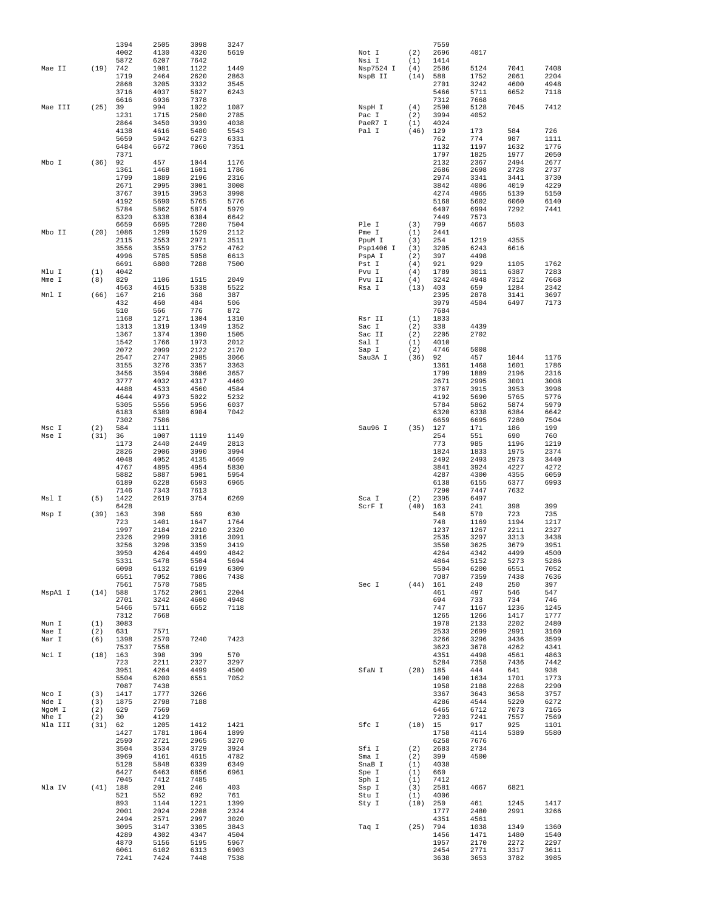```
                1394    2505    3098    3247                        Not I       (2)   2696    4017
                4002    4130    4320    5619                        Nsi I       (1)   1414
                5872    6207    7642                                Nsp7524 I   (4)   2586    5124    7041    7408
Mae II    (19)  742     1081    1122    1449                        NspB II     (14)  588     1752    2061    2204
                1719    2464    2620    2863                                          2701    3242    4600    4948
                2868    3205    3332    3545                                          5466    5711    6652    7118
                3716    4037    5827    6243                                          7312    7668
                6616    6936    7378                                NspH I      (4)   2590    5128    7045    7412
Mae III   (25)  39      994     1022    1087                        Pac I       (2)   3994    4052
                1231    1715    2500    2785                        PaeR7 I     (1)   4024
                2864    3450    3939    4038                        Pal I       (46)  129     173     584     726
                4138    4616    5480    5543                                          762     774     987     1111
                5659    5942    6273    6331                                          1132    1197    1632    1776
                6484    6672    7060    7351                                          1797    1825    1977    2050
                7371                                                                  2132    2367    2494    2677
Mbo I     (36)  92      457     1044    1176                                          2686    2698    2728    2737
                1361    1468    1601    1786                                          2974    3341    3441    3730
                1799    1889    2196    2316                                          3842    4006    4019    4229
                2671    2995    3001    3008                                          4274    4965    5139    5150
                3767    3915    3953    3998                                          5168    5602    6060    6140
                4192    5690    5765    5776                                          6407    6994    7292    7441
                5784    5862    5874    5979                                          7449    7573
                6320    6338    6384    6642                        Ple I       (3)   799     4667    5503
                6659    6695    7280    7504                        Pme I       (1)   2441
Mbo II    (20)  1086    1299    1529    2112                        PpuM I      (3)   254     1219    4355
                2115    2553    2971    3511                        Psp1406 I   (3)   3205    6243    6616
                3556    3559    3752    4762                        PspA I      (2)   397     4498
                4996    5785    5858    6613                        Pst I       (4)   921     929     1105    1762
                6691    6800    7288    7500                        Pvu I       (4)   1789    3011    6387    7283
Mlu I     (1)   4042                                                Pvu II      (4)   3242    4948    7312    7668
Mme I     (8)   829     1106    1515    2049                        Rsa I       (13)  403     659     1284    2342
                4563    4615    5338    5522                                          2395    2878    3141    3697
Mnl I     (66)  167     216     368     387                                           3979    4504    6497    7173
                432     460     484     506                                           7684
                510     566     776     872                         Rsr II      (1)   1833
                1168    1271    1304    1310                        Sac I       (2)   338     4439
                1313    1319    1349    1352                        Sac II      (2)   2205    2702
                1367    1374    1390    1505                        Sal I       (1)   4010
                1542    1766    1973    2012                        Sap I       (2)   4746    5008
                2072    2099    2122    2170                        Sau3A I     (36)  92      457     1044    1176
                2547    2747    2985    3066                                          1361    1468    1601    1786
                3155    3276    3357    3363                                          1799    1889    2196    2316
                3456    3594    3606    3657                                          2671    2995    3001    3008
                3777    4032    4317    4469                                          3767    3915    3953    3998
                4488    4533    4560    4584                                          4192    5690    5765    5776
                4644    4973    5022    5232                                          5784    5862    5874    5979
                5305    5556    5956    6037                                          6320    6338    6384    6642
                6183    6389    6984    7042                                          6659    6695    7280    7504
                7302    7586                                        Sau96 I     (35)  127     171     186     199
Msc I     (2)   584     1111                                                          254     551     690     760
Mse I     (31)  36      1007    1119    1149                                          773     985     1196    1219
                1173    2440    2449    2813                                          1824    1833    1975    2374
                2826    2906    3990    3994                                          2492    2493    2973    3440
                4048    4052    4135    4669                                          3841    3924    4227    4272
                4767    4895    4954    5830                                          4287    4300    4355    6059
                5882    5887    5901    5954                                          6138    6155    6377    6993
                6189    6228    6593    6965                                          7290    7447    7632
                7146    7343    7613                                Sca I       (2)   2395    6497
Msl I     (5)   1422    2619    3754    6269                        ScrF I      (40)  163     241     398     399
                6428                                                                  548     570     723     735
Msp I     (39)  163     398     569     630                                           748     1169    1194    1217
                723     1401    1647    1764                                          1237    1267    2211    2327
                1997    2184    2210    2320                                          2535    3297    3313    3438
                2326    2999    3016    3091                                          3550    3625    3679    3951
                3256    3296    3359    3419                                          4264    4342    4499    4500
                3950    4264    4499    4842                                          4864    5152    5273    5286
                5331    5478    5504    5694                                          5504    6200    6551    7052
                6098    6132    6199    6309                                          7087    7359    7438    7636
                6551    7052    7086    7438                        Sec I       (44)  161     240     250     397
                7561    7570    7585                                                  461     497     546     547
MspA1 I   (14)  588     1752    2061    2204                                          694     733     734     746
                2701    3242    4600    4948                                          747     1167    1236    1245
                5466    5711    6652    7118                                          1265    1266    1417    1777
                7312    7668                                                          1978    2133    2202    2480
Mun I     (1)   3083                                                                  2533    2699    2991    3160
Nae I     (2)   631     7571                                                          3266    3296    3436    3599
Nar I     (6)   1398    2570    7240    7423                                          3623    3678    4262    4341
                7537    7558                                                          4351    4498    4561    4863
Nci I     (18)  163     398     399     570                                           5284    7358    7436    7442
                723     2211    2327    3297                        SfaN I      (28)  185     444     641     938
                3951    4264    4499    4500                                          1490    1634    1701    1773
                5504    6200    6551    7052                                          1958    2188    2268    2290
                7087    7438                                                          3367    3643    3658    3757
Nco I     (3)   1417    1777    3266                                                  4286    4544    5220    6272
Nde I     (3)   1875    2798    7188                                                  6465    6712    7073    7165
NgoM I    (2)   629     7569                                                          7203    7241    7557    7569
Nhe I     (2)   30      4129                                        Sfc I       (10)  15      917     925     1101
Nla III   (31)  62      1205    1412    1421                                          1758    4114    5389    5580
                1427    1781    1864    1899                                          6258    7676
                2590    2721    2965    3270                        Sfi I       (2)   2683    2734
                3504    3534    3729    3924                        Sma I       (2)   399     4500
                3969    4161    4615    4782                        SnaB I      (1)   4038
                5128    5848    6339    6349                        Spe I       (1)   660
                6427    6463    6856    6961                        Sph I       (1)   7412
                7045    7412    7485                                Ssp I       (3)   2581    4667    6821
Nla IV    (41)  188     201     246     403                         Stu I       (1)   4006
                521     552     692     761                         Sty I       (10)  250     461     1245    1417
                893     1144    1221    1399                                          1777    2480    2991    3266
                2001    2024    2208    2324                                          4351    4561
                2494    2571    2997    3020                        Taq I       (25)  794     1038    1349    1360
                3095    3147    3305    3843                                          1456    1471    1480    1540
                4289    4302    4347    4504                                          1957    2170    2272    2297
                4870    5156    5195    5967                                          2454    2771    3317    3611
                6061    6102    6313    6903                                          3638    3653    3782    3985
                7241    7424    7448    7538
```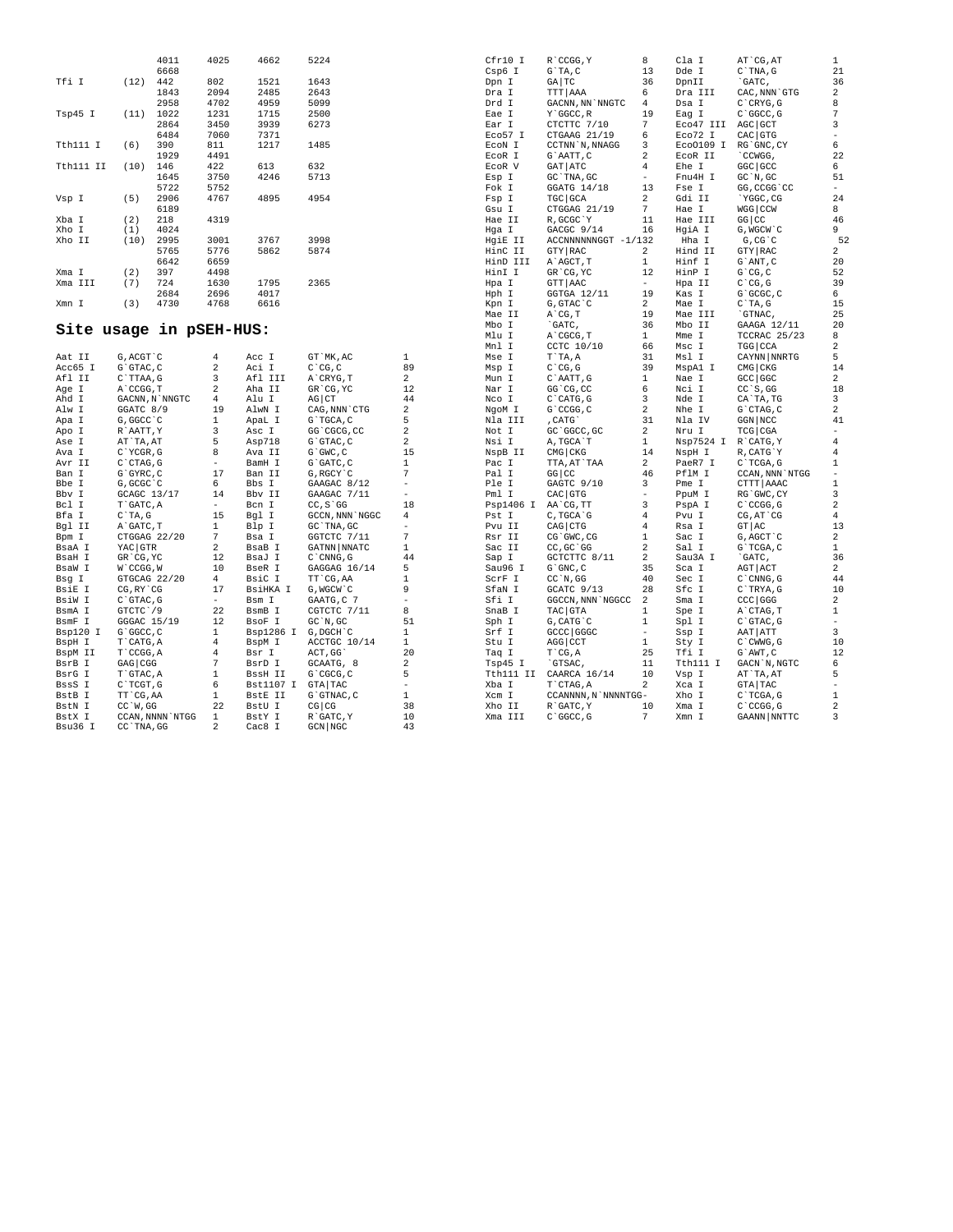| | | | | | |
|---|---|---|---|---|---|
| | | 4011 | 4025 | 4662 | 5224 |
| | | 6668 | | | |
| Tfi I | (12) | 442 | 802 | 1521 | 1643 |
| | | 1843 | 2094 | 2485 | 2643 |
| | | 2958 | 4702 | 4959 | 5099 |
| Tsp45 I | (11) | 1022 | 1231 | 1715 | 2500 |
| | | 2864 | 3450 | 3939 | 6273 |
| | | 6484 | 7060 | 7371 | |
| Tth111 I | (6) | 390 | 811 | 1217 | 1485 |
| | | 1929 | 4491 | | |
| Tth111 II | (10) | 146 | 422 | 613 | 632 |
| | | 1645 | 3750 | 4246 | 5713 |
| | | 5722 | 5752 | | |
| Vsp I | (5) | 2906 | 4767 | 4895 | 4954 |
| | | 6189 | | | |
| Xba I | (2) | 218 | 4319 | | |
| Xho I | (1) | 4024 | | | |
| Xho II | (10) | 2995 | 3001 | 3767 | 3998 |
| | | 5765 | 5776 | 5862 | 5874 |
| | | 6642 | 6659 | | |
| Xma I | (2) | 397 | 4498 | | |
| Xma III | (7) | 724 | 1630 | 1795 | 2365 |
| | | 2684 | 2696 | 4017 | |
| Xmn I | (3) | 4730 | 4768 | 6616 | |

## Site usage in pSEH-HUS:

| | | | | | |
|---|---|---|---|---|---|
| Aat II | G,ACGT`C | 4 | Acc I | GT`MK,AC | 1 |
| Acc65 I | G`GTAC,C | 2 | Aci I | C`CG,C | 89 |
| Afl II | C`TTAA,G | 3 | Afl III | A`CRYG,T | 2 |
| Age I | A`CCGG,T | 2 | Aha II | GR`CG,YC | 12 |
| Ahd I | GACNN,N`NNGTC | 4 | Alu I | AG\|CT | 44 |
| Alw I | GGATC 8/9 | 19 | AlwN I | CAG,NNN`CTG | 2 |
| Apa I | G,GGCC`C | 1 | ApaL I | G`TGCA,C | 5 |
| Apo I | R`AATT,Y | 3 | Asc I | GG`CGCG,CC | 2 |
| Ase I | AT`TA,AT | 5 | Asp718 | G`GTAC,C | 2 |
| Ava I | C`YCGR,G | 8 | Ava II | G`GWC,C | 15 |
| Avr II | C`CTAG,G | - | BamH I | G`GATC,C | 1 |
| Ban I | G`GYRC,C | 17 | Ban II | G,RGCY`C | 7 |
| Bbe I | G,GCGC`C | 6 | Bbs I | GAAGAC 8/12 | - |
| Bbv I | GCAGC 13/17 | 14 | Bbv II | GAAGAC 7/11 | - |
| Bcl I | T`GATC,A | - | Bcn I | CC,S`GG | 18 |
| Bfa I | C`TA,G | 15 | Bgl I | GCCN,NNN`NGGC | 4 |
| Bgl II | A`GATC,T | 1 | Blp I | GC`TNA,GC | - |
| Bpm I | CTGGAG 22/20 | 7 | Bsa I | GGTCTC 7/11 | 7 |
| BsaA I | YAC\|GTR | 2 | BsaB I | GATNN\|NNATC | 1 |
| BsaH I | GR`CG,YC | 12 | BsaJ I | C`CNNG,G | 44 |
| BsaW I | W`CCGG,W | 10 | BseR I | GAGGAG 16/14 | 5 |
| Bsg I | GTGCAG 22/20 | 4 | BsiC I | TT`CG,AA | 1 |
| BsiE I | CG,RY`CG | 17 | BsiHKA I | G,WGCW`C | 9 |
| BsiW I | C`GTAC,G | - | Bsm I | GAATG,C 7 | - |
| BsmA I | GTCTC`/9 | 22 | BsmB I | CGTCTC 7/11 | 8 |
| BsmF I | GGGAC 15/19 | 12 | BsoF I | GC`N,GC | 51 |
| Bsp120 I | G`GGCC,C | 1 | Bsp1286 I | G,DGCH`C | 1 |
| BspH I | T`CATG,A | 4 | BspM I | ACCTGC 10/14 | 1 |
| BspM II | T`CCGG,A | 4 | Bsr I | ACT,GG` | 20 |
| BsrB I | GAG\|CGG | 7 | BsrD I | GCAATG, 8 | 2 |
| BsrG I | T`GTAC,A | 1 | BssH II | G`CGCG,C | 5 |
| BssS I | C`TCGT,G | 6 | Bst1107 I | GTA\|TAC | - |
| BstB I | TT`CG,AA | 1 | BstE II | G`GTNAC,C | 1 |
| BstN I | CC`W,GG | 22 | BstU I | CG\|CG | 38 |
| BstX I | CCAN,NNNN`NTGG | 1 | BstY I | R`GATC,Y | 10 |
| Bsu36 I | CC`TNA,GG | 2 | Cac8 I | GCN\|NGC | 43 |
| Cfr10 I | R`CCGG,Y | 8 | Cla I | AT`CG,AT | 1 |
| Csp6 I | G`TA,C | 13 | Dde I | C`TNA,G | 21 |
| Dpn I | GA\|TC | 36 | DpnII | `GATC, | 36 |
| Dra I | TTT\|AAA | 6 | Dra III | CAC,NNN`GTG | 2 |
| Drd I | GACNN,NN`NNGTC | 4 | Dsa I | C`CRYG,G | 8 |
| Eae I | Y`GGCC,R | 19 | Eag I | C`GGCC,G | 7 |
| Ear I | CTCTTC 7/10 | 7 | Eco47 III | AGC\|GCT | 3 |
| Eco57 I | CTGAAG 21/19 | 6 | Eco72 I | CAC\|GTG | - |
| EcoN I | CCTNN`N,NNAGG | 3 | EcoO109 I | RG`GNC,CY | 6 |
| EcoR I | G`AATT,C | 2 | EcoR II | `CCWGG, | 22 |
| EcoR V | GAT\|ATC | 4 | Ehe I | GGC\|GCC | 6 |
| Esp I | GC`TNA,GC | - | Fnu4H I | GC`N,GC | 51 |
| Fok I | GGATG 14/18 | 13 | Fse I | GG,CCGG`CC | - |
| Fsp I | TGC\|GCA | 2 | Gdi II | `YGGC,CG | 24 |
| Gsu I | CTGGAG 21/19 | 7 | Hae I | WGG\|CCW | 8 |
| Hae II | R,GCGC`Y | 11 | Hae III | GG\|CC | 46 |
| Hga I | GACGC 9/14 | 16 | HgiA I | G,WGCW`C | 9 |
| HgiE II | ACCNNNNNNGGT -1/132 | | Hha I | G,CG`C | 52 |
| HinC II | GTY\|RAC | 2 | Hind II | GTY\|RAC | 2 |
| HinD III | A`AGCT,T | 1 | Hinf I | G`ANT,C | 20 |
| HinI I | GR`CG,YC | 12 | HinP I | G`CG,C | 52 |
| Hpa I | GTT\|AAC | - | Hpa II | C`CG,G | 39 |
| Hph I | GGTGA 12/11 | 19 | Kas I | G`GCGC,C | 6 |
| Kpn I | G,GTAC`C | 2 | Mae I | C`TA,G | 15 |
| Mae II | A`CG,T | 19 | Mae III | `GTNAC, | 25 |
| Mbo I | `GATC, | 36 | Mbo II | GAAGA 12/11 | 20 |
| Mlu I | A`CGCG,T | 1 | Mme I | TCCRAC 25/23 | 8 |
| Mnl I | CCTC 10/10 | 66 | Msc I | TGG\|CCA | 2 |
| Mse I | T`TA,A | 31 | Msl I | CAYNN\|NNRTG | 5 |
| Msp I | C`CG,G | 39 | MspA1 I | CMG\|CKG | 14 |
| Mun I | C`AATT,G | 1 | Nae I | GCC\|GGC | 2 |
| Nar I | GG`CG,CC | 6 | Nci I | CC`S,GG | 18 |
| Nco I | C`CATG,G | 3 | Nde I | CA`TA,TG | 3 |
| NgoM I | G`CCGG,C | 2 | Nhe I | G`CTAG,C | 2 |
| Nla III | ,CATG` | 31 | Nla IV | GGN\|NCC | 41 |
| Not I | GC`GGCC,GC | 2 | Nru I | TCG\|CGA | - |
| Nsi I | A,TGCA`T | 1 | Nsp7524 I | R`CATG,Y | 4 |
| NspB II | CMG\|CKG | 14 | NspH I | R,CATG`Y | 4 |
| Pac I | TTA,AT`TAA | 2 | PaeR7 I | C`TCGA,G | 1 |
| Pal I | GG\|CC | 46 | PflM I | CCAN,NNN`NTGG | - |
| Ple I | GAGTC 9/10 | 3 | Pme I | CTTT\|AAAC | 1 |
| Pml I | CAC\|GTG | - | PpuM I | RG`GWC,CY | 3 |
| Psp1406 I | AA`CG,TT | 3 | PspA I | C`CCGG,G | 2 |
| Pst I | C,TGCA`G | 4 | Pvu I | CG,AT`CG | 4 |
| Pvu II | CAG\|CTG | 4 | Rsa I | GT\|AC | 13 |
| Rsr II | CG`GWC,CG | 1 | Sac I | G,AGCT`C | 2 |
| Sac II | CC,GC`GG | 2 | Sal I | G`TCGA,C | 1 |
| Sap I | GCTCTTC 8/11 | 2 | Sau3A I | `GATC, | 36 |
| Sau96 I | G`GNC,C | 35 | Sca I | AGT\|ACT | 2 |
| ScrF I | CC`N,GG | 40 | Sec I | C`CNNG,G | 44 |
| SfaN I | GCATC 9/13 | 28 | Sfc I | C`TRYA,G | 10 |
| Sfi I | GGCCN,NNN`NGGCC | 2 | Sma I | CCC\|GGG | 2 |
| SnaB I | TAC\|GTA | 1 | Spe I | A`CTAG,T | 1 |
| Sph I | G,CATG`C | 1 | Spl I | C`GTAC,G | - |
| Srf I | GCCC\|GGGC | - | Ssp I | AAT\|ATT | 3 |
| Stu I | AGG\|CCT | 1 | Sty I | C`CWWG,G | 10 |
| Taq I | T`CG,A | 25 | Tfi I | G`AWT,C | 12 |
| Tsp45 I | `GTSAC, | 11 | Tth111 I | GACN`N,NGTC | 6 |
| Tth111 II | CAARCA 16/14 | 10 | Vsp I | AT`TA,AT | 5 |
| Xba I | T`CTAG,A | 2 | Xca I | GTA\|TAC | - |
| Xcm I | CCANNNN,N`NNNNTGG- | | Xho I | C`TCGA,G | 1 |
| Xho II | R`GATC,Y | 10 | Xma I | C`CCGG,G | 2 |
| Xma III | C`GGCC,G | 7 | Xmn I | GAANN\|NNTTC | 3 |